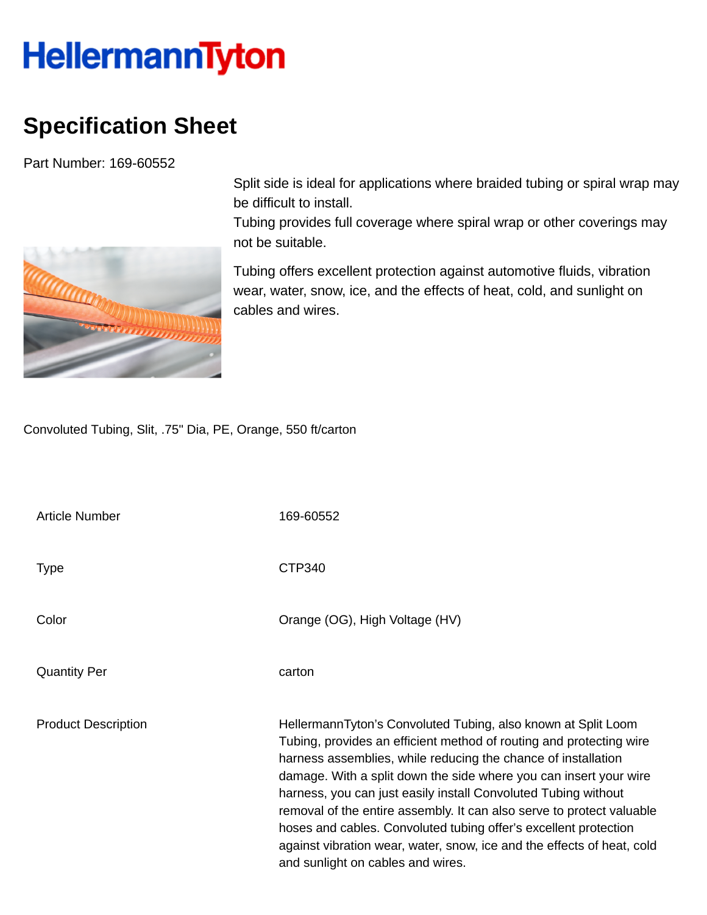# HellermannTyton

## Specification Sheet

Part Number: 169-60552

Split side is ideal for applications where braided tubing or spiral wrap may be difficult to install.
Tubing provides full coverage where spiral wrap or other coverings may not be suitable.

Tubing offers excellent protection against automotive fluids, vibration wear, water, snow, ice, and the effects of heat, cold, and sunlight on cables and wires.

Convoluted Tubing, Slit, .75" Dia, PE, Orange, 550 ft/carton

| | |
|---|---|
| Article Number | 169-60552 |
| Type | CTP340 |
| Color | Orange (OG), High Voltage (HV) |
| Quantity Per | carton |
| Product Description | HellermannTyton's Convoluted Tubing, also known at Split Loom Tubing, provides an efficient method of routing and protecting wire harness assemblies, while reducing the chance of installation damage. With a split down the side where you can insert your wire harness, you can just easily install Convoluted Tubing without removal of the entire assembly. It can also serve to protect valuable hoses and cables. Convoluted tubing offer's excellent protection against vibration wear, water, snow, ice and the effects of heat, cold and sunlight on cables and wires. |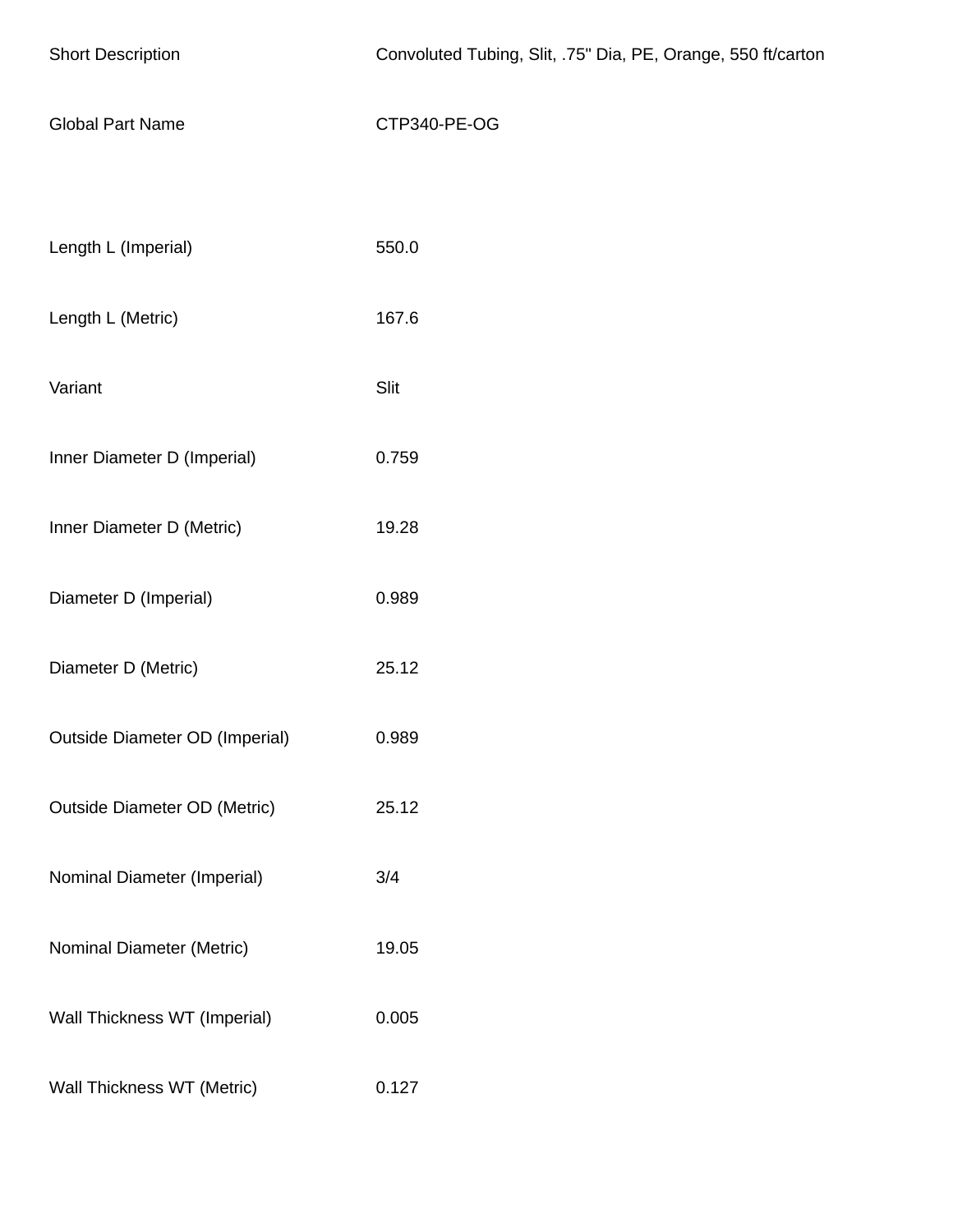| | |
|---|---|
| Short Description | Convoluted Tubing, Slit, .75" Dia, PE, Orange, 550 ft/carton |
| Global Part Name | CTP340-PE-OG |
| | |
| Length L (Imperial) | 550.0 |
| Length L (Metric) | 167.6 |
| Variant | Slit |
| Inner Diameter D (Imperial) | 0.759 |
| Inner Diameter D (Metric) | 19.28 |
| Diameter D (Imperial) | 0.989 |
| Diameter D (Metric) | 25.12 |
| Outside Diameter OD (Imperial) | 0.989 |
| Outside Diameter OD (Metric) | 25.12 |
| Nominal Diameter (Imperial) | 3/4 |
| Nominal Diameter (Metric) | 19.05 |
| Wall Thickness WT (Imperial) | 0.005 |
| Wall Thickness WT (Metric) | 0.127 |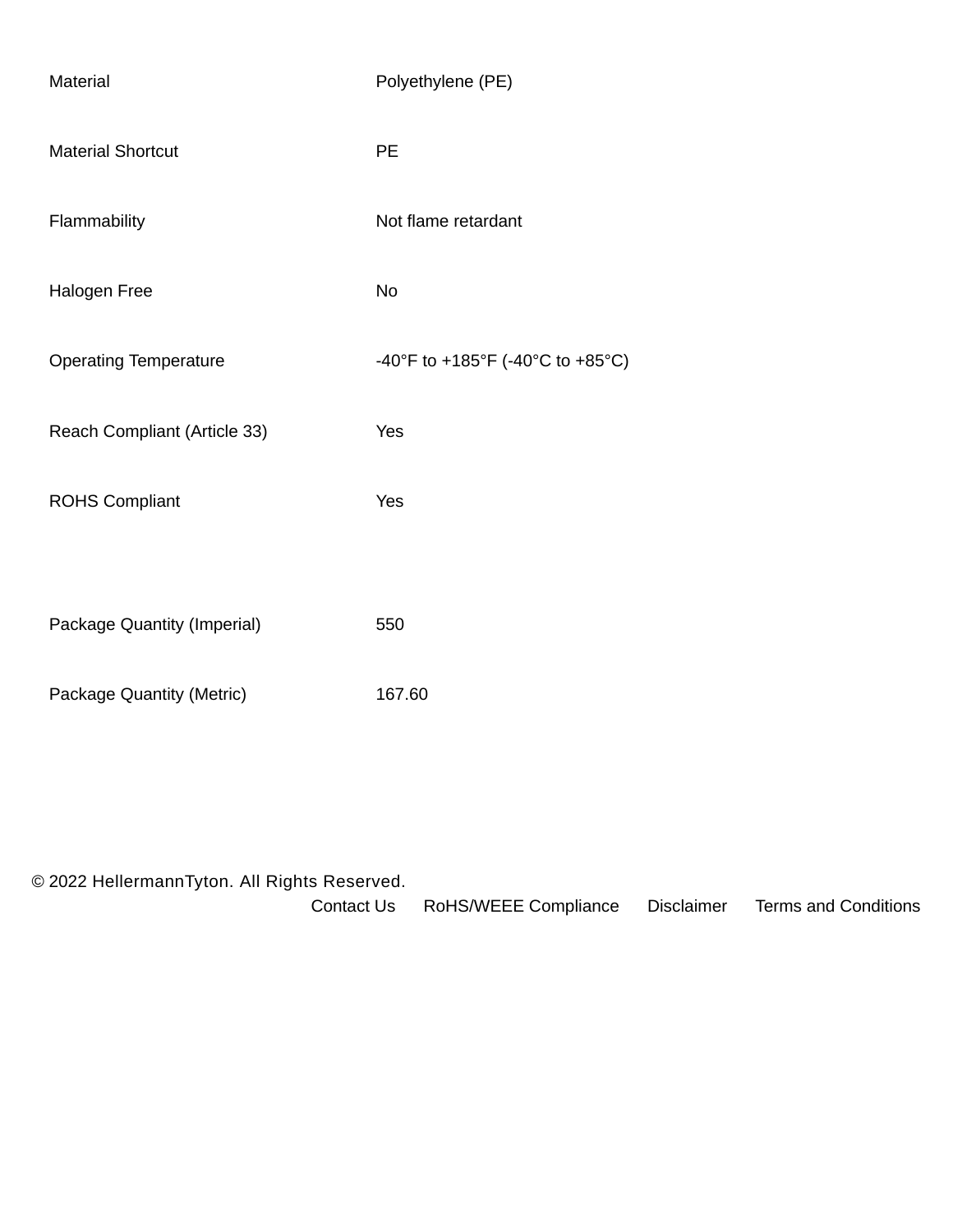| | |
|---|---|
| Material | Polyethylene (PE) |
| Material Shortcut | PE |
| Flammability | Not flame retardant |
| Halogen Free | No |
| Operating Temperature | -40°F to +185°F (-40°C to +85°C) |
| Reach Compliant (Article 33) | Yes |
| ROHS Compliant | Yes |

| | |
|---|---|
| Package Quantity (Imperial) | 550 |
| Package Quantity (Metric) | 167.60 |

© 2022 HellermannTyton. All Rights Reserved.

Contact Us RoHS/WEEE Compliance Disclaimer Terms and Conditions